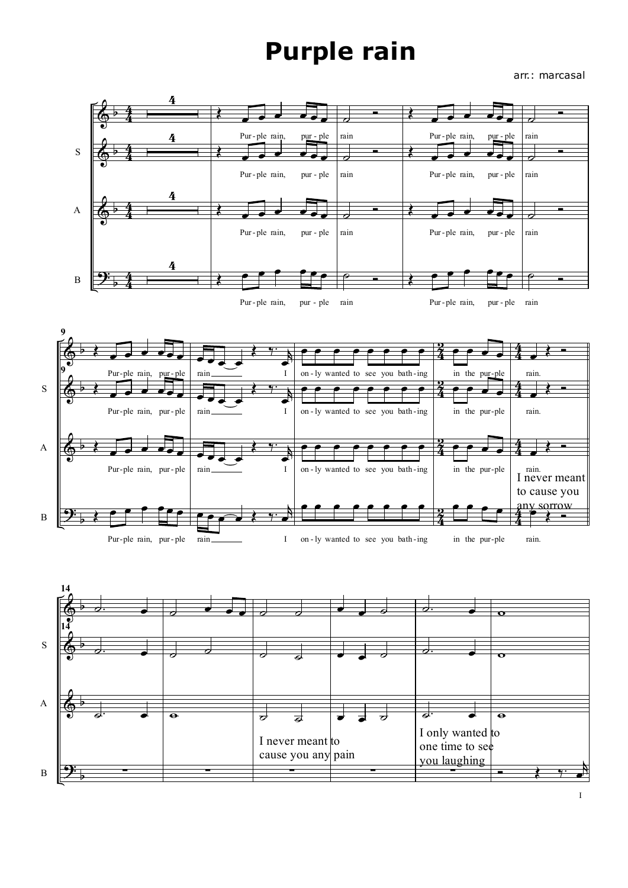# Purple rain

arr.: marcasal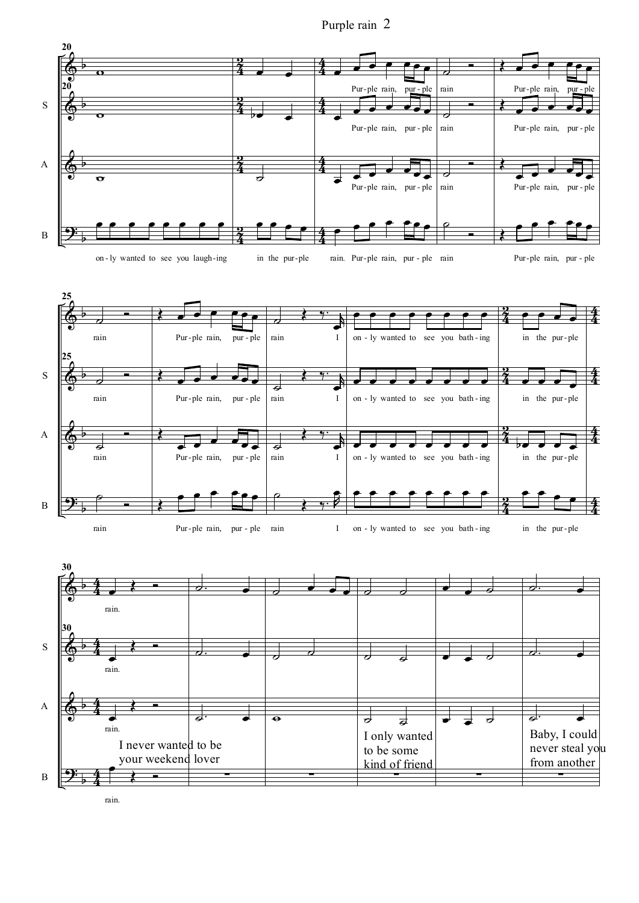Purple rain

I never wanted to be your weekend lover

I only wanted to be some kind of friend

Baby, I could never steal you from another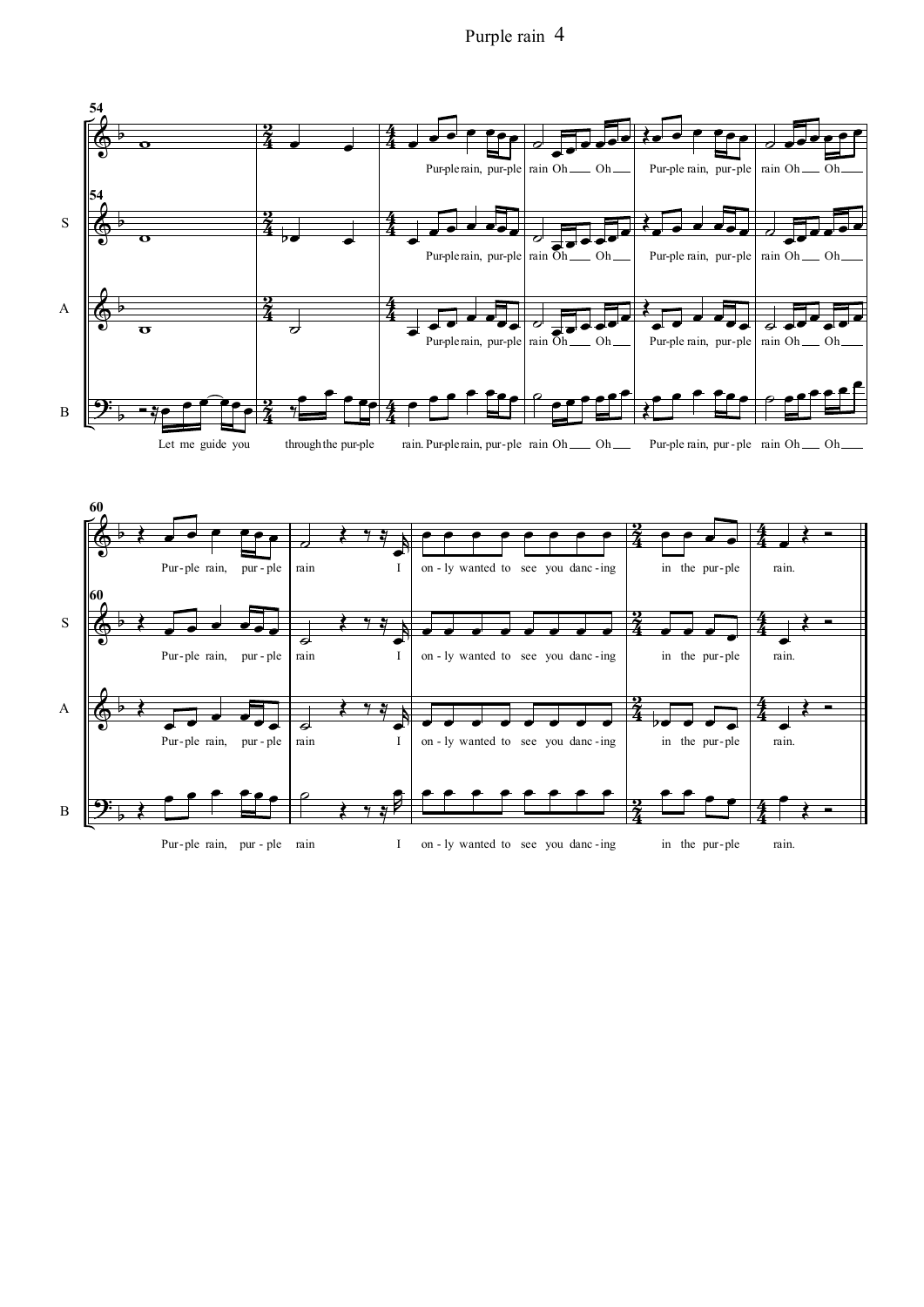Purple rain

54

S

A

B

Pur-ple rain, pur-ple rain Oh Oh Pur-ple rain, pur-ple rain Oh Oh

Let me guide you through the pur-ple rain. Pur-ple rain, pur-ple rain Oh Oh Pur-ple rain, pur-ple rain Oh Oh

60

Pur-ple rain, pur-ple rain I on-ly wanted to see you danc-ing in the pur-ple rain.